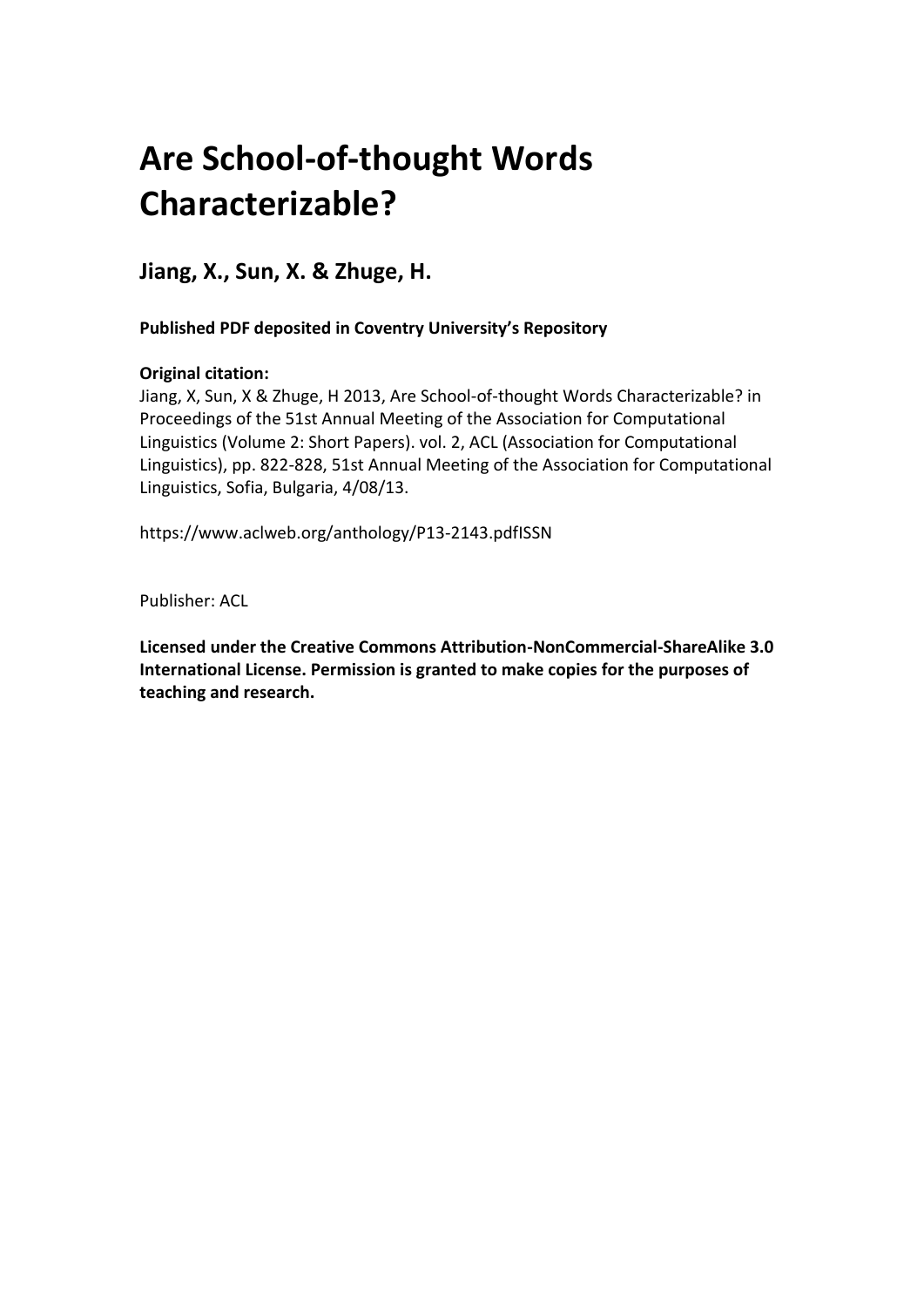# Are School-of-thought Words Characterizable?

## Jiang, X., Sun, X. & Zhuge, H.

**Published PDF deposited in Coventry University's Repository**

**Original citation:**

Jiang, X, Sun, X & Zhuge, H 2013, Are School-of-thought Words Characterizable? in Proceedings of the 51st Annual Meeting of the Association for Computational Linguistics (Volume 2: Short Papers). vol. 2, ACL (Association for Computational Linguistics), pp. 822-828, 51st Annual Meeting of the Association for Computational Linguistics, Sofia, Bulgaria, 4/08/13.

https://www.aclweb.org/anthology/P13-2143.pdfISSN

Publisher: ACL

**Licensed under the Creative Commons Attribution-NonCommercial-ShareAlike 3.0 International License. Permission is granted to make copies for the purposes of teaching and research.**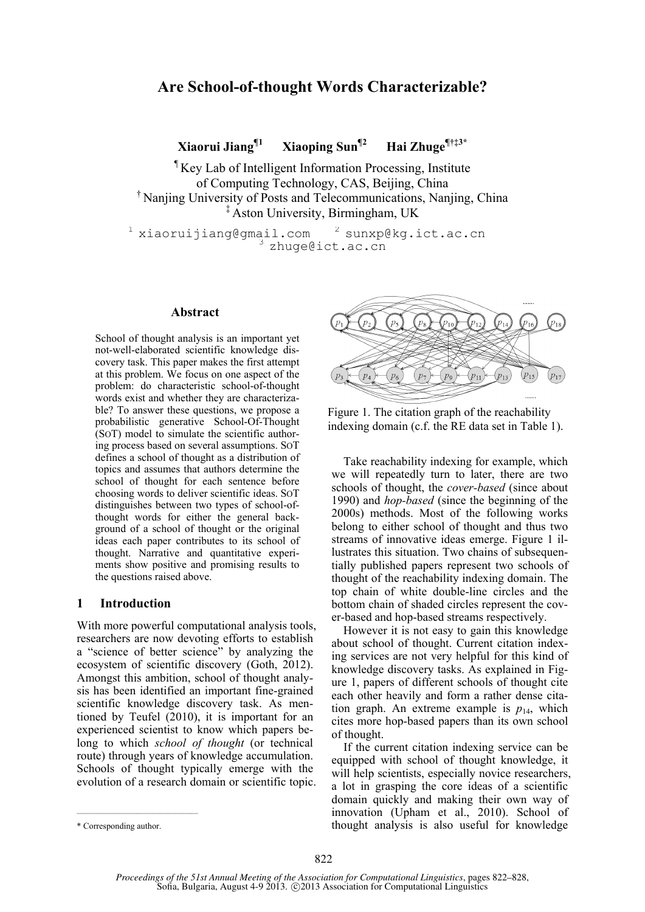# Are School-of-thought Words Characterizable?

**Xiaorui Jiang**[¶1] **Xiaoping Sun**[¶2] **Hai Zhuge**[¶†‡3*]

[¶] Key Lab of Intelligent Information Processing, Institute of Computing Technology, CAS, Beijing, China
[†] Nanjing University of Posts and Telecommunications, Nanjing, China
[‡] Aston University, Birmingham, UK

[1] xiaoruijiang@gmail.com [2] sunxp@kg.ict.ac.cn
[3] zhuge@ict.ac.cn

## Abstract

School of thought analysis is an important yet not-well-elaborated scientific knowledge discovery task. This paper makes the first attempt at this problem. We focus on one aspect of the problem: do characteristic school-of-thought words exist and whether they are characterizable? To answer these questions, we propose a probabilistic generative School-Of-Thought (SOT) model to simulate the scientific authoring process based on several assumptions. SOT defines a school of thought as a distribution of topics and assumes that authors determine the school of thought for each sentence before choosing words to deliver scientific ideas. SOT distinguishes between two types of school-of-thought words for either the general background of a school of thought or the original ideas each paper contributes to its school of thought. Narrative and quantitative experiments show positive and promising results to the questions raised above.

## 1 Introduction

With more powerful computational analysis tools, researchers are now devoting efforts to establish a "science of better science" by analyzing the ecosystem of scientific discovery (Goth, 2012). Amongst this ambition, school of thought analysis has been identified an important fine-grained scientific knowledge discovery task. As mentioned by Teufel (2010), it is important for an experienced scientist to know which papers belong to which *school of thought* (or technical route) through years of knowledge accumulation. Schools of thought typically emerge with the evolution of a research domain or scientific topic.

Figure 1. The citation graph of the reachability indexing domain (c.f. the RE data set in Table 1).

Take reachability indexing for example, which we will repeatedly turn to later, there are two schools of thought, the *cover-based* (since about 1990) and *hop-based* (since the beginning of the 2000s) methods. Most of the following works belong to either school of thought and thus two streams of innovative ideas emerge. Figure 1 illustrates this situation. Two chains of subsequentially published papers represent two schools of thought of the reachability indexing domain. The top chain of white double-line circles and the bottom chain of shaded circles represent the cover-based and hop-based streams respectively.

However it is not easy to gain this knowledge about school of thought. Current citation indexing services are not very helpful for this kind of knowledge discovery tasks. As explained in Figure 1, papers of different schools of thought cite each other heavily and form a rather dense citation graph. An extreme example is $p_{14}$, which cites more hop-based papers than its own school of thought.

If the current citation indexing service can be equipped with school of thought knowledge, it will help scientists, especially novice researchers, a lot in grasping the core ideas of a scientific domain quickly and making their own way of innovation (Upham et al., 2010). School of thought analysis is also useful for knowledge

* Corresponding author.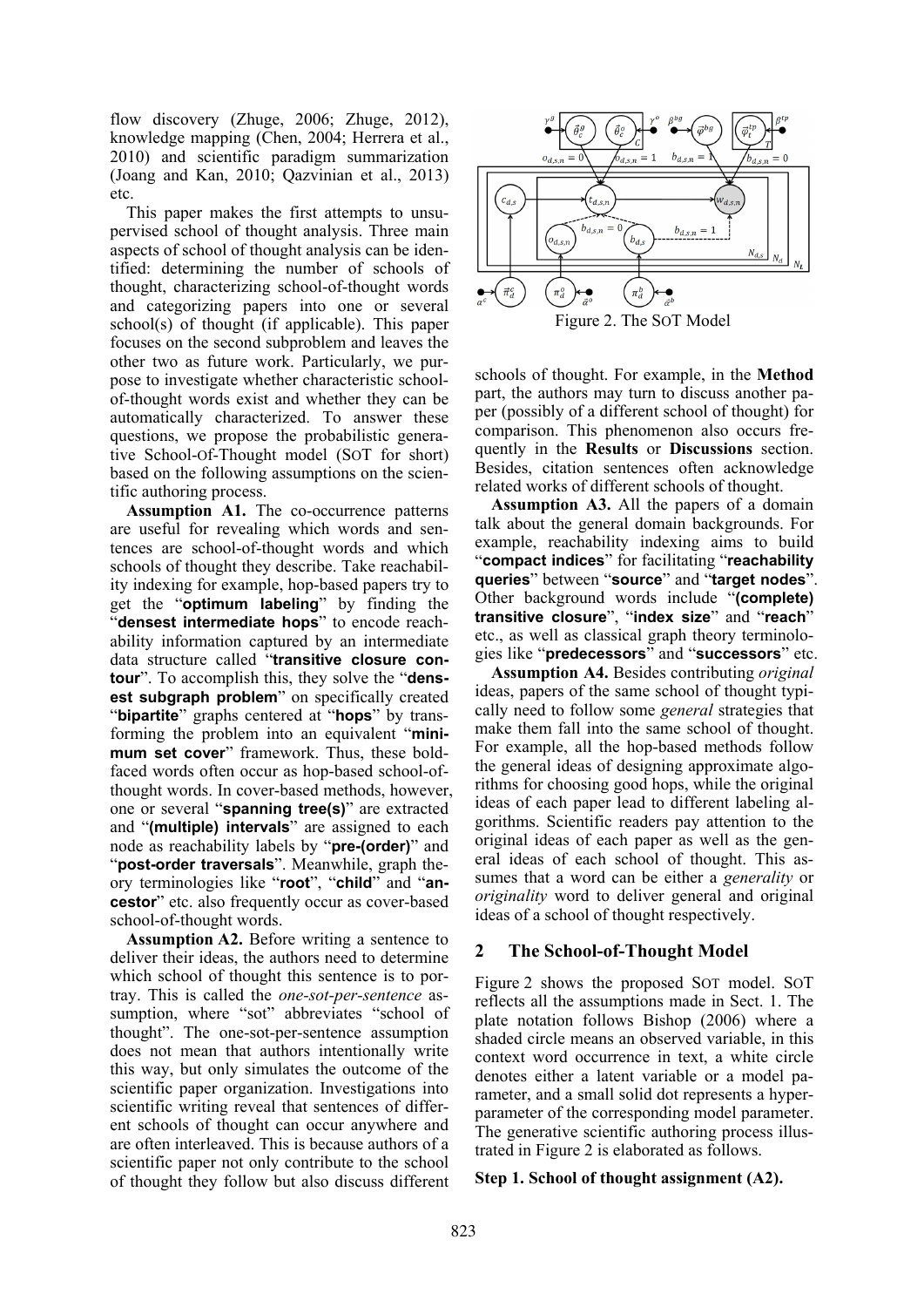flow discovery (Zhuge, 2006; Zhuge, 2012), knowledge mapping (Chen, 2004; Herrera et al., 2010) and scientific paradigm summarization (Joang and Kan, 2010; Qazvinian et al., 2013) etc.

This paper makes the first attempts to unsupervised school of thought analysis. Three main aspects of school of thought analysis can be identified: determining the number of schools of thought, characterizing school-of-thought words and categorizing papers into one or several school(s) of thought (if applicable). This paper focuses on the second subproblem and leaves the other two as future work. Particularly, we purpose to investigate whether characteristic school-of-thought words exist and whether they can be automatically characterized. To answer these questions, we propose the probabilistic generative School-Of-Thought model (SOT for short) based on the following assumptions on the scientific authoring process.

**Assumption A1.** The co-occurrence patterns are useful for revealing which words and sentences are school-of-thought words and which schools of thought they describe. Take reachability indexing for example, hop-based papers try to get the "**optimum labeling**" by finding the "**densest intermediate hops**" to encode reachability information captured by an intermediate data structure called "**transitive closure contour**". To accomplish this, they solve the "**densest subgraph problem**" on specifically created "**bipartite**" graphs centered at "**hops**" by transforming the problem into an equivalent "**minimum set cover**" framework. Thus, these bold-faced words often occur as hop-based school-of-thought words. In cover-based methods, however, one or several "**spanning tree(s)**" are extracted and "**(multiple) intervals**" are assigned to each node as reachability labels by "**pre-(order)**" and "**post-order traversals**". Meanwhile, graph theory terminologies like "**root**", "**child**" and "**ancestor**" etc. also frequently occur as cover-based school-of-thought words.

**Assumption A2.** Before writing a sentence to deliver their ideas, the authors need to determine which school of thought this sentence is to portray. This is called the *one-sot-per-sentence* assumption, where "sot" abbreviates "school of thought". The one-sot-per-sentence assumption does not mean that authors intentionally write this way, but only simulates the outcome of the scientific paper organization. Investigations into scientific writing reveal that sentences of different schools of thought can occur anywhere and are often interleaved. This is because authors of a scientific paper not only contribute to the school of thought they follow but also discuss different schools of thought. For example, in the **Method** part, the authors may turn to discuss another paper (possibly of a different school of thought) for comparison. This phenomenon also occurs frequently in the **Results** or **Discussions** section. Besides, citation sentences often acknowledge related works of different schools of thought.

Figure 2. The SOT Model

**Assumption A3.** All the papers of a domain talk about the general domain backgrounds. For example, reachability indexing aims to build "**compact indices**" for facilitating "**reachability queries**" between "**source**" and "**target nodes**". Other background words include "**(complete) transitive closure**", "**index size**" and "**reach**" etc., as well as classical graph theory terminologies like "**predecessors**" and "**successors**" etc.

**Assumption A4.** Besides contributing *original* ideas, papers of the same school of thought typically need to follow some *general* strategies that make them fall into the same school of thought. For example, all the hop-based methods follow the general ideas of designing approximate algorithms for choosing good hops, while the original ideas of each paper lead to different labeling algorithms. Scientific readers pay attention to the original ideas of each paper as well as the general ideas of each school of thought. This assumes that a word can be either a *generality* or *originality* word to deliver general and original ideas of a school of thought respectively.

## 2 The School-of-Thought Model

Figure 2 shows the proposed SOT model. SOT reflects all the assumptions made in Sect. 1. The plate notation follows Bishop (2006) where a shaded circle means an observed variable, in this context word occurrence in text, a white circle denotes either a latent variable or a model parameter, and a small solid dot represents a hyperparameter of the corresponding model parameter. The generative scientific authoring process illustrated in Figure 2 is elaborated as follows.

**Step 1. School of thought assignment (A2).**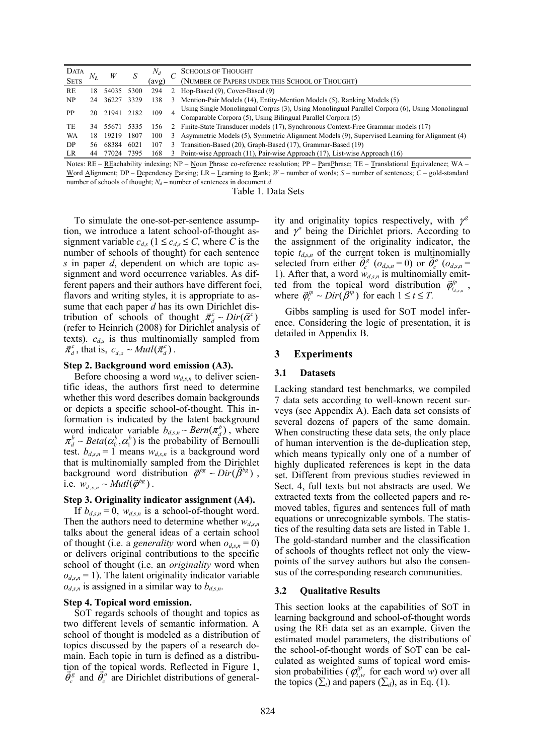| DATA SETS | $N_L$ | $W$ | $S$ | $N_d$ (avg) | $C$ | SCHOOLS OF THOUGHT (NUMBER OF PAPERS UNDER THIS SCHOOL OF THOUGHT) |
|---|---|---|---|---|---|---|
| RE | 18 | 54035 | 5300 | 294 | 2 | Hop-Based (9), Cover-Based (9) |
| NP | 24 | 36227 | 3329 | 138 | 3 | Mention-Pair Models (14), Entity-Mention Models (5), Ranking Models (5) |
| PP | 20 | 21941 | 2182 | 109 | 4 | Using Single Monolingual Corpus (3), Using Monolingual Parallel Corpora (6), Using Monolingual Comparable Corpora (5), Using Bilingual Parallel Corpora (5) |
| TE | 34 | 55671 | 5335 | 156 | 2 | Finite-State Transducer models (17), Synchronous Context-Free Grammar models (17) |
| WA | 18 | 19219 | 1807 | 100 | 3 | Asymmetric Models (5), Symmetric Alignment Models (9), Supervised Learning for Alignment (4) |
| DP | 56 | 68384 | 6021 | 107 | 3 | Transition-Based (20), Graph-Based (17), Grammar-Based (19) |
| LR | 44 | 77024 | 7395 | 168 | 3 | Point-wise Approach (11), Pair-wise Approach (17), List-wise Approach (16) |

Notes: RE – REachability indexing; NP – Noun Phrase co-reference resolution; PP – ParaPhrase; TE – Translational Equivalence; WA – Word Alignment; DP – Dependency Parsing; LR – Learning to Rank; $W$ – number of words; $S$ – number of sentences; $C$ – gold-standard number of schools of thought; $N_d$ – number of sentences in document $d$.

Table 1. Data Sets

To simulate the one-sot-per-sentence assumption, we introduce a latent school-of-thought assignment variable $c_{d,s}$ ($1 \le c_{d,s} \le C$, where $C$ is the number of schools of thought) for each sentence $s$ in paper $d$, dependent on which are topic assignment and word occurrence variables. As different papers and their authors have different foci, flavors and writing styles, it is appropriate to assume that each paper $d$ has its own Dirichlet distribution of schools of thought $\vec{\pi}_d^c \sim Dir(\vec{\alpha}^c)$ (refer to Heinrich (2008) for Dirichlet analysis of texts). $c_{d,s}$ is thus multinomially sampled from $\vec{\pi}_d^c$, that is, $c_{d,s} \sim Mutl(\vec{\pi}_d^c)$.

**Step 2. Background word emission (A3).**

Before choosing a word $w_{d,s,n}$ to deliver scientific ideas, the authors first need to determine whether this word describes domain backgrounds or depicts a specific school-of-thought. This information is indicated by the latent background word indicator variable $b_{d,s,n} \sim Bern(\pi_d^b)$, where $\pi_d^b \sim Beta(\alpha_0^b, \alpha_1^b)$ is the probability of Bernoulli test. $b_{d,s,n} = 1$ means $w_{d,s,n}$ is a background word that is multinomially sampled from the Dirichlet background word distribution $\vec{\varphi}^{bg} \sim Dir(\vec{\beta}^{bg})$, i.e. $w_{d,s,n} \sim Mutl(\vec{\varphi}^{bg})$.

**Step 3. Originality indicator assignment (A4).**

If $b_{d,s,n} = 0$, $w_{d,s,n}$ is a school-of-thought word. Then the authors need to determine whether $w_{d,s,n}$ talks about the general ideas of a certain school of thought (i.e. a *generality* word when $o_{d,s,n} = 0$) or delivers original contributions to the specific school of thought (i.e. an *originality* word when $o_{d,s,n} = 1$). The latent originality indicator variable $o_{d,s,n}$ is assigned in a similar way to $b_{d,s,n}$.

**Step 4. Topical word emission.**

SOT regards schools of thought and topics as two different levels of semantic information. A school of thought is modeled as a distribution of topics discussed by the papers of a research domain. Each topic in turn is defined as a distribution of the topical words. Reflected in Figure 1, $\vec{\theta}_c^g$ and $\vec{\theta}_c^o$ are Dirichlet distributions of generality and originality topics respectively, with $\gamma^g$ and $\gamma^o$ being the Dirichlet priors. According to the assignment of the originality indicator, the topic $t_{d,s,n}$ of the current token is multinomially selected from either $\vec{\theta}_c^g$ ($o_{d,s,n} = 0$) or $\vec{\theta}_c^o$ ($o_{d,s,n} = 1$). After that, a word $w_{d,s,n}$ is multinomially emitted from the topical word distribution $\vec{\varphi}_{t_{d,s,n}}^{tp}$, where $\vec{\varphi}_t^{tp} \sim Dir(\vec{\beta}^{tp})$ for each $1 \le t \le T$.

Gibbs sampling is used for SOT model inference. Considering the logic of presentation, it is detailed in Appendix B.

## 3 Experiments

### 3.1 Datasets

Lacking standard test benchmarks, we compiled 7 data sets according to well-known recent surveys (see Appendix A). Each data set consists of several dozens of papers of the same domain. When constructing these data sets, the only place of human intervention is the de-duplication step, which means typically only one of a number of highly duplicated references is kept in the data set. Different from previous studies reviewed in Sect. 4, full texts but not abstracts are used. We extracted texts from the collected papers and removed tables, figures and sentences full of math equations or unrecognizable symbols. The statistics of the resulting data sets are listed in Table 1. The gold-standard number and the classification of schools of thoughts reflect not only the viewpoints of the survey authors but also the consensus of the corresponding research communities.

### 3.2 Qualitative Results

This section looks at the capabilities of SOT in learning background and school-of-thought words using the RE data set as an example. Given the estimated model parameters, the distributions of the school-of-thought words of SOT can be calculated as weighted sums of topical word emission probabilities ($\varphi_{t,w}^{tp}$ for each word $w$) over all the topics ($\sum_t$) and papers ($\sum_d$), as in Eq. (1).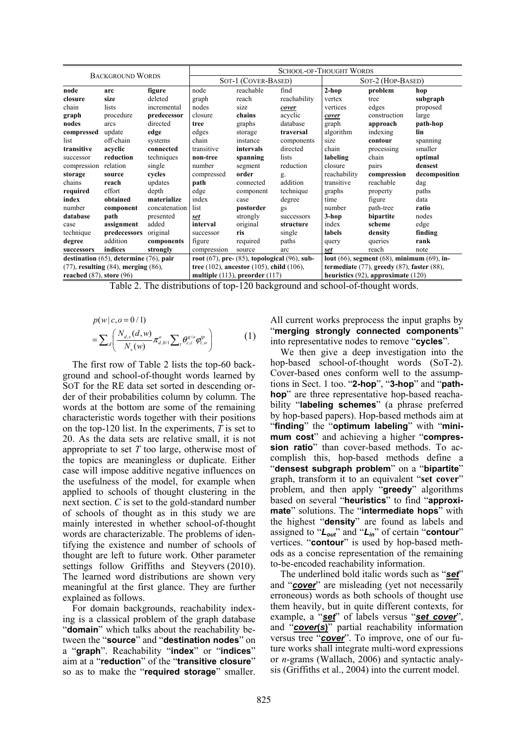| Background Words | | | School-of-Thought Words | | | | | |
|---|---|---|---|---|---|---|---|---|
| | | | SoT-1 (Cover-Based) | | | SoT-2 (Hop-Based) | | |
| **node** | **arc** | **figure** | node | reachable | find | **2-hop** | **problem** | **hop** |
| **closure** | **size** | deleted | graph | reach | reachability | vertex | tree | **subgraph** |
| chain | lists | incremental | nodes | size | ***cover*** | vertices | edges | proposed |
| **graph** | procedure | **predecessor** | closure | **chains** | acyclic | ***cover*** | construction | large |
| **nodes** | arcs | directed | **tree** | graphs | database | graph | **approach** | **path-hop** |
| **compressed** | update | **edge** | edges | storage | **traversal** | algorithm | indexing | **lin** |
| list | off-chain | systems | chain | instance | components | size | **contour** | spanning |
| **transitive** | **acyclic** | **connected** | transitive | **intervals** | directed | chain | processing | smaller |
| successor | **reduction** | techniques | **non-tree** | **spanning** | lists | **labeling** | chain | **optimal** |
| compression | relation | single | number | segment | reduction | closure | pairs | **densest** |
| **storage** | **source** | **cycles** | compressed | **order** | g. | reachability | **compression** | **decomposition** |
| chains | **reach** | updates | **path** | connected | addition | transitive | reachable | dag |
| **required** | effort | depth | edge | component | technique | graphs | property | paths |
| **index** | **obtained** | **materialize** | index | case | degree | time | figure | data |
| number | **component** | concatenation | list | **postorder** | gs | number | path-tree | **ratio** |
| **database** | **path** | presented | ***set*** | strongly | successors | **3-hop** | **bipartite** | nodes |
| case | **assignment** | added | **interval** | original | **structure** | index | **scheme** | edge |
| technique | **predecessors** | original | successor | **ris** | single | **labels** | **density** | **finding** |
| **degree** | addition | **components** | figure | required | paths | query | queries | **rank** |
| **successors** | **indices** | **strongly** | compression | source | arc | ***set*** | reach | note |
| **destination** (65), **determine** (76), **pair** (77), **resulting** (84), **merging** (86), **reached** (87), **store** (96) | | | **root** (67), **pre-** (85), **topological** (96), **sub-tree** (102), **ancestor** (105), **child** (106), **multiple** (113), **preorder** (117) | | | **lout** (66), **segment** (68), **minimum** (69), **intermediate** (77), **greedy** (87), **faster** (88), **heuristics** (92), **approximate** (120) | | |

Table 2. The distributions of top-120 background and school-of-thought words.

$$p(w \mid c, o = 0/1) = \sum_{d}\left(\frac{N_{d,v}(d,w)}{N_{v}(w)}\pi^{o}_{d,0/1}\sum_{t}\theta^{g/o}_{c,t}\varphi^{tp}_{t,w}\right) \quad (1)$$

The first row of Table 2 lists the top-60 background and school-of-thought words learned by SoT for the RE data set sorted in descending order of their probabilities column by column. The words at the bottom are some of the remaining characteristic words together with their positions on the top-120 list. In the experiments, $T$ is set to 20. As the data sets are relative small, it is not appropriate to set $T$ too large, otherwise most of the topics are meaningless or duplicate. Either case will impose additive negative influences on the usefulness of the model, for example when applied to schools of thought clustering in the next section. $C$ is set to the gold-standard number of schools of thought as in this study we are mainly interested in whether school-of-thought words are characterizable. The problems of identifying the existence and number of schools of thought are left to future work. Other parameter settings follow Griffiths and Steyvers (2010). The learned word distributions are shown very meaningful at the first glance. They are further explained as follows.

For domain backgrounds, reachability indexing is a classical problem of the graph database "**domain**" which talks about the reachability between the "**source**" and "**destination nodes**" on a "**graph**". Reachability "**index**" or "**indices**" aim at a "**reduction**" of the "**transitive closure**" so as to make the "**required storage**" smaller. All current works preprocess the input graphs by "**merging strongly connected components**" into representative nodes to remove "**cycles**".

We then give a deep investigation into the hop-based school-of-thought words (SoT-2). Cover-based ones conform well to the assumptions in Sect. 1 too. "**2-hop**", "**3-hop**" and "**path-hop**" are three representative hop-based reachability "**labeling schemes**" (a phrase preferred by hop-based papers). Hop-based methods aim at "**finding**" the "**optimum labeling**" with "**minimum cost**" and achieving a higher "**compression ratio**" than cover-based methods. To accomplish this, hop-based methods define a "**densest subgraph problem**" on a "**bipartite**" graph, transform it to an equivalent "**set cover**" problem, and then apply "**greedy**" algorithms based on several "**heuristics**" to find "**approximate**" solutions. The "**intermediate hops**" with the highest "**density**" are found as labels and assigned to "$\boldsymbol{L_{out}}$" and "$\boldsymbol{L_{in}}$" of certain "**contour**" vertices. "**contour**" is used by hop-based methods as a concise representation of the remaining to-be-encoded reachability information.

The underlined bold italic words such as "***set***" and "***cover***" are misleading (yet not necessarily erroneous) words as both schools of thought use them heavily, but in quite different contexts, for example, a "***set***" of labels versus "***set cover***", and "***cover(s)***" partial reachability information versus tree "***cover***". To improve, one of our future works shall integrate multi-word expressions or *n*-grams (Wallach, 2006) and syntactic analysis (Griffiths et al., 2004) into the current model.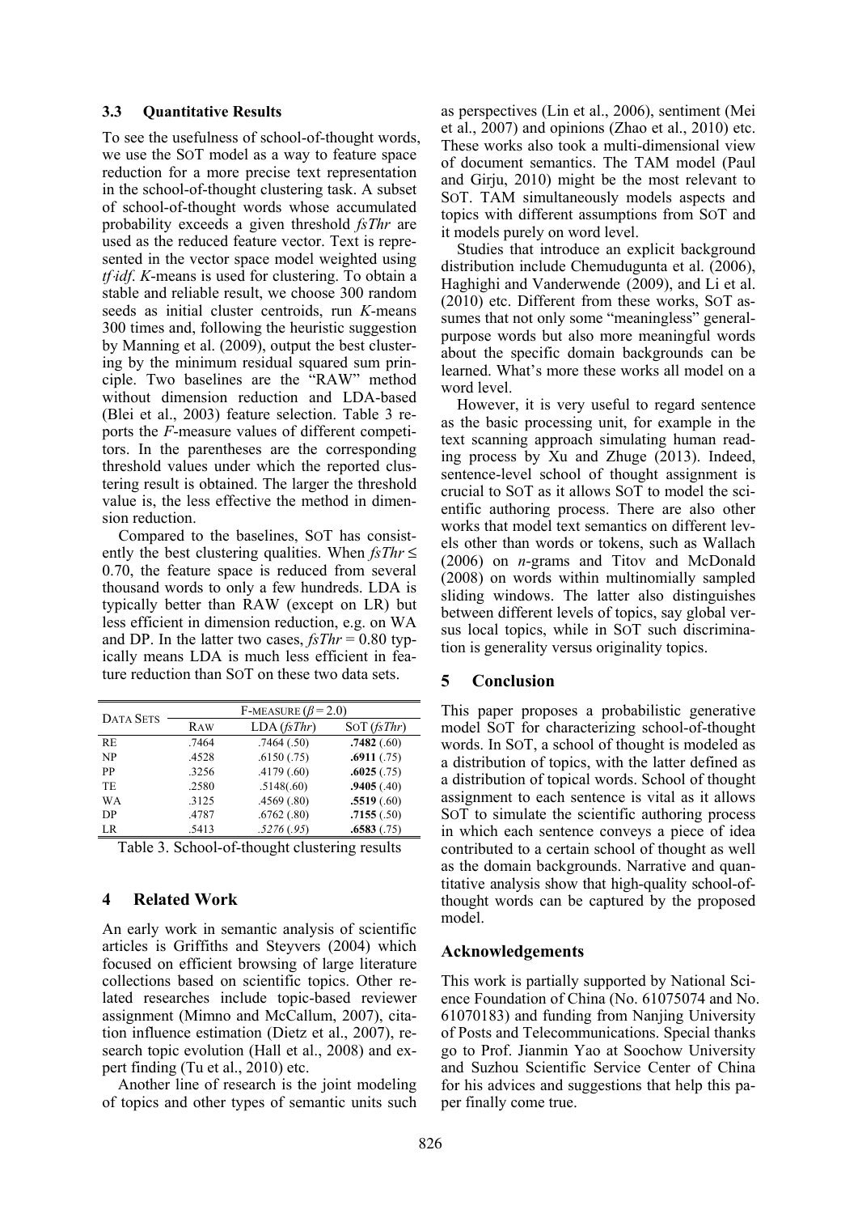### 3.3 Quantitative Results

To see the usefulness of school-of-thought words, we use the SOT model as a way to feature space reduction for a more precise text representation in the school-of-thought clustering task. A subset of school-of-thought words whose accumulated probability exceeds a given threshold *fsThr* are used as the reduced feature vector. Text is represented in the vector space model weighted using *tf·idf*. *K*-means is used for clustering. To obtain a stable and reliable result, we choose 300 random seeds as initial cluster centroids, run *K*-means 300 times and, following the heuristic suggestion by Manning et al. (2009), output the best clustering by the minimum residual squared sum principle. Two baselines are the "RAW" method without dimension reduction and LDA-based (Blei et al., 2003) feature selection. Table 3 reports the *F*-measure values of different competitors. In the parentheses are the corresponding threshold values under which the reported clustering result is obtained. The larger the threshold value is, the less effective the method in dimension reduction.

Compared to the baselines, SOT has consistently the best clustering qualities. When $fsThr \leq 0.70$, the feature space is reduced from several thousand words to only a few hundreds. LDA is typically better than RAW (except on LR) but less efficient in dimension reduction, e.g. on WA and DP. In the latter two cases, $fsThr = 0.80$ typically means LDA is much less efficient in feature reduction than SOT on these two data sets.

| DATA SETS | F-MEASURE ($\beta = 2.0$) | | |
|---|---|---|---|
| | RAW | LDA (*fsThr*) | SOT (*fsThr*) |
| RE | .7464 | .7464 (.50) | **.7482** (.60) |
| NP | .4528 | .6150 (.75) | **.6911** (.75) |
| PP | .3256 | .4179 (.60) | **.6025** (.75) |
| TE | .2580 | .5148(.60) | **.9405** (.40) |
| WA | .3125 | .4569 (.80) | **.5519** (.60) |
| DP | .4787 | .6762 (.80) | **.7155** (.50) |
| LR | .5413 | *.5276* (*.95*) | **.6583** (.75) |

Table 3. School-of-thought clustering results

## 4 Related Work

An early work in semantic analysis of scientific articles is Griffiths and Steyvers (2004) which focused on efficient browsing of large literature collections based on scientific topics. Other related researches include topic-based reviewer assignment (Mimno and McCallum, 2007), citation influence estimation (Dietz et al., 2007), research topic evolution (Hall et al., 2008) and expert finding (Tu et al., 2010) etc.

Another line of research is the joint modeling of topics and other types of semantic units such as perspectives (Lin et al., 2006), sentiment (Mei et al., 2007) and opinions (Zhao et al., 2010) etc. These works also took a multi-dimensional view of document semantics. The TAM model (Paul and Girju, 2010) might be the most relevant to SOT. TAM simultaneously models aspects and topics with different assumptions from SOT and it models purely on word level.

Studies that introduce an explicit background distribution include Chemudugunta et al. (2006), Haghighi and Vanderwende (2009), and Li et al. (2010) etc. Different from these works, SOT assumes that not only some "meaningless" general-purpose words but also more meaningful words about the specific domain backgrounds can be learned. What's more these works all model on a word level.

However, it is very useful to regard sentence as the basic processing unit, for example in the text scanning approach simulating human reading process by Xu and Zhuge (2013). Indeed, sentence-level school of thought assignment is crucial to SOT as it allows SOT to model the scientific authoring process. There are also other works that model text semantics on different levels other than words or tokens, such as Wallach (2006) on *n*-grams and Titov and McDonald (2008) on words within multinomially sampled sliding windows. The latter also distinguishes between different levels of topics, say global versus local topics, while in SOT such discrimination is generality versus originality topics.

## 5 Conclusion

This paper proposes a probabilistic generative model SOT for characterizing school-of-thought words. In SOT, a school of thought is modeled as a distribution of topics, with the latter defined as a distribution of topical words. School of thought assignment to each sentence is vital as it allows SOT to simulate the scientific authoring process in which each sentence conveys a piece of idea contributed to a certain school of thought as well as the domain backgrounds. Narrative and quantitative analysis show that high-quality school-of-thought words can be captured by the proposed model.

## Acknowledgements

This work is partially supported by National Science Foundation of China (No. 61075074 and No. 61070183) and funding from Nanjing University of Posts and Telecommunications. Special thanks go to Prof. Jianmin Yao at Soochow University and Suzhou Scientific Service Center of China for his advices and suggestions that help this paper finally come true.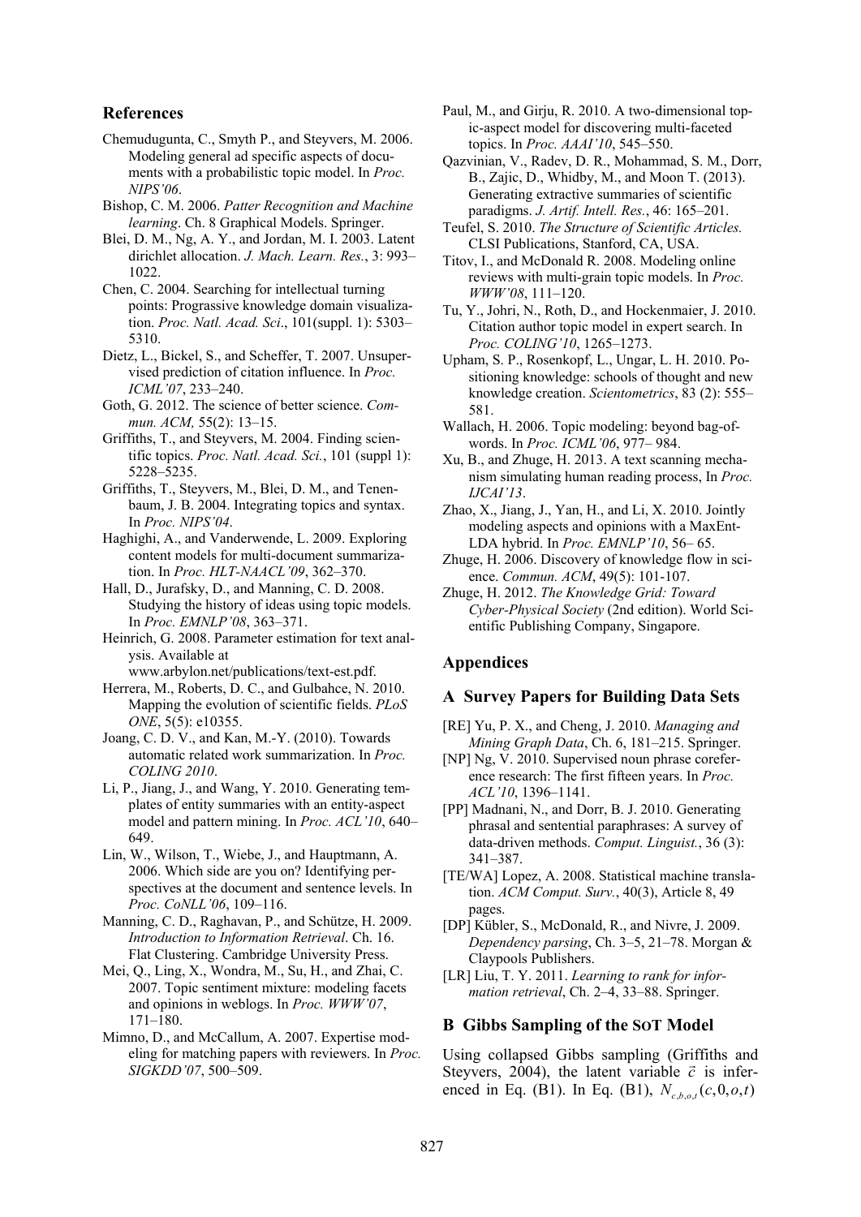## References

Chemudugunta, C., Smyth P., and Steyvers, M. 2006. Modeling general ad specific aspects of documents with a probabilistic topic model. In *Proc. NIPS'06*.

Bishop, C. M. 2006. *Patter Recognition and Machine learning*. Ch. 8 Graphical Models. Springer.

Blei, D. M., Ng, A. Y., and Jordan, M. I. 2003. Latent dirichlet allocation. *J. Mach. Learn. Res.*, 3: 993–1022.

Chen, C. 2004. Searching for intellectual turning points: Prograssive knowledge domain visualization. *Proc. Natl. Acad. Sci*., 101(suppl. 1): 5303–5310.

Dietz, L., Bickel, S., and Scheffer, T. 2007. Unsupervised prediction of citation influence. In *Proc. ICML'07*, 233–240.

Goth, G. 2012. The science of better science. *Commun. ACM,* 55(2): 13–15.

Griffiths, T., and Steyvers, M. 2004. Finding scientific topics. *Proc. Natl. Acad. Sci.*, 101 (suppl 1): 5228–5235.

Griffiths, T., Steyvers, M., Blei, D. M., and Tenenbaum, J. B. 2004. Integrating topics and syntax. In *Proc. NIPS'04*.

Haghighi, A., and Vanderwende, L. 2009. Exploring content models for multi-document summarization. In *Proc. HLT-NAACL'09*, 362–370.

Hall, D., Jurafsky, D., and Manning, C. D. 2008. Studying the history of ideas using topic models. In *Proc. EMNLP'08*, 363–371.

Heinrich, G. 2008. Parameter estimation for text analysis. Available at www.arbylon.net/publications/text-est.pdf.

Herrera, M., Roberts, D. C., and Gulbahce, N. 2010. Mapping the evolution of scientific fields. *PLoS ONE*, 5(5): e10355.

Joang, C. D. V., and Kan, M.-Y. (2010). Towards automatic related work summarization. In *Proc. COLING 2010*.

Li, P., Jiang, J., and Wang, Y. 2010. Generating templates of entity summaries with an entity-aspect model and pattern mining. In *Proc. ACL'10*, 640–649.

Lin, W., Wilson, T., Wiebe, J., and Hauptmann, A. 2006. Which side are you on? Identifying perspectives at the document and sentence levels. In *Proc. CoNLL'06*, 109–116.

Manning, C. D., Raghavan, P., and Schütze, H. 2009. *Introduction to Information Retrieval*. Ch. 16. Flat Clustering. Cambridge University Press.

Mei, Q., Ling, X., Wondra, M., Su, H., and Zhai, C. 2007. Topic sentiment mixture: modeling facets and opinions in weblogs. In *Proc. WWW'07*, 171–180.

Mimno, D., and McCallum, A. 2007. Expertise modeling for matching papers with reviewers. In *Proc. SIGKDD'07*, 500–509.

Paul, M., and Girju, R. 2010. A two-dimensional topic-aspect model for discovering multi-faceted topics. In *Proc. AAAI'10*, 545–550.

Qazvinian, V., Radev, D. R., Mohammad, S. M., Dorr, B., Zajic, D., Whidby, M., and Moon T. (2013). Generating extractive summaries of scientific paradigms. *J. Artif. Intell. Res.*, 46: 165–201.

Teufel, S. 2010. *The Structure of Scientific Articles.* CLSI Publications, Stanford, CA, USA.

Titov, I., and McDonald R. 2008. Modeling online reviews with multi-grain topic models. In *Proc. WWW'08*, 111–120.

Tu, Y., Johri, N., Roth, D., and Hockenmaier, J. 2010. Citation author topic model in expert search. In *Proc. COLING'10*, 1265–1273.

Upham, S. P., Rosenkopf, L., Ungar, L. H. 2010. Positioning knowledge: schools of thought and new knowledge creation. *Scientometrics*, 83 (2): 555–581.

Wallach, H. 2006. Topic modeling: beyond bag-of-words. In *Proc. ICML'06*, 977– 984.

Xu, B., and Zhuge, H. 2013. A text scanning mechanism simulating human reading process, In *Proc. IJCAI'13*.

Zhao, X., Jiang, J., Yan, H., and Li, X. 2010. Jointly modeling aspects and opinions with a MaxEnt-LDA hybrid. In *Proc. EMNLP'10*, 56– 65.

Zhuge, H. 2006. Discovery of knowledge flow in science. *Commun. ACM*, 49(5): 101-107.

Zhuge, H. 2012. *The Knowledge Grid: Toward Cyber-Physical Society* (2nd edition). World Scientific Publishing Company, Singapore.

## Appendices

### A Survey Papers for Building Data Sets

[RE] Yu, P. X., and Cheng, J. 2010. *Managing and Mining Graph Data*, Ch. 6, 181–215. Springer.

[NP] Ng, V. 2010. Supervised noun phrase coreference research: The first fifteen years. In *Proc. ACL'10*, 1396–1141.

[PP] Madnani, N., and Dorr, B. J. 2010. Generating phrasal and sentential paraphrases: A survey of data-driven methods. *Comput. Linguist.*, 36 (3): 341–387.

[TE/WA] Lopez, A. 2008. Statistical machine translation. *ACM Comput. Surv.*, 40(3), Article 8, 49 pages.

[DP] Kübler, S., McDonald, R., and Nivre, J. 2009. *Dependency parsing*, Ch. 3–5, 21–78. Morgan & Claypools Publishers.

[LR] Liu, T. Y. 2011. *Learning to rank for information retrieval*, Ch. 2–4, 33–88. Springer.

### B Gibbs Sampling of the SOT Model

Using collapsed Gibbs sampling (Griffiths and Steyvers, 2004), the latent variable $\vec{c}$ is inferenced in Eq. (B1). In Eq. (B1), $N_{c,b,o,t}(c,0,o,t)$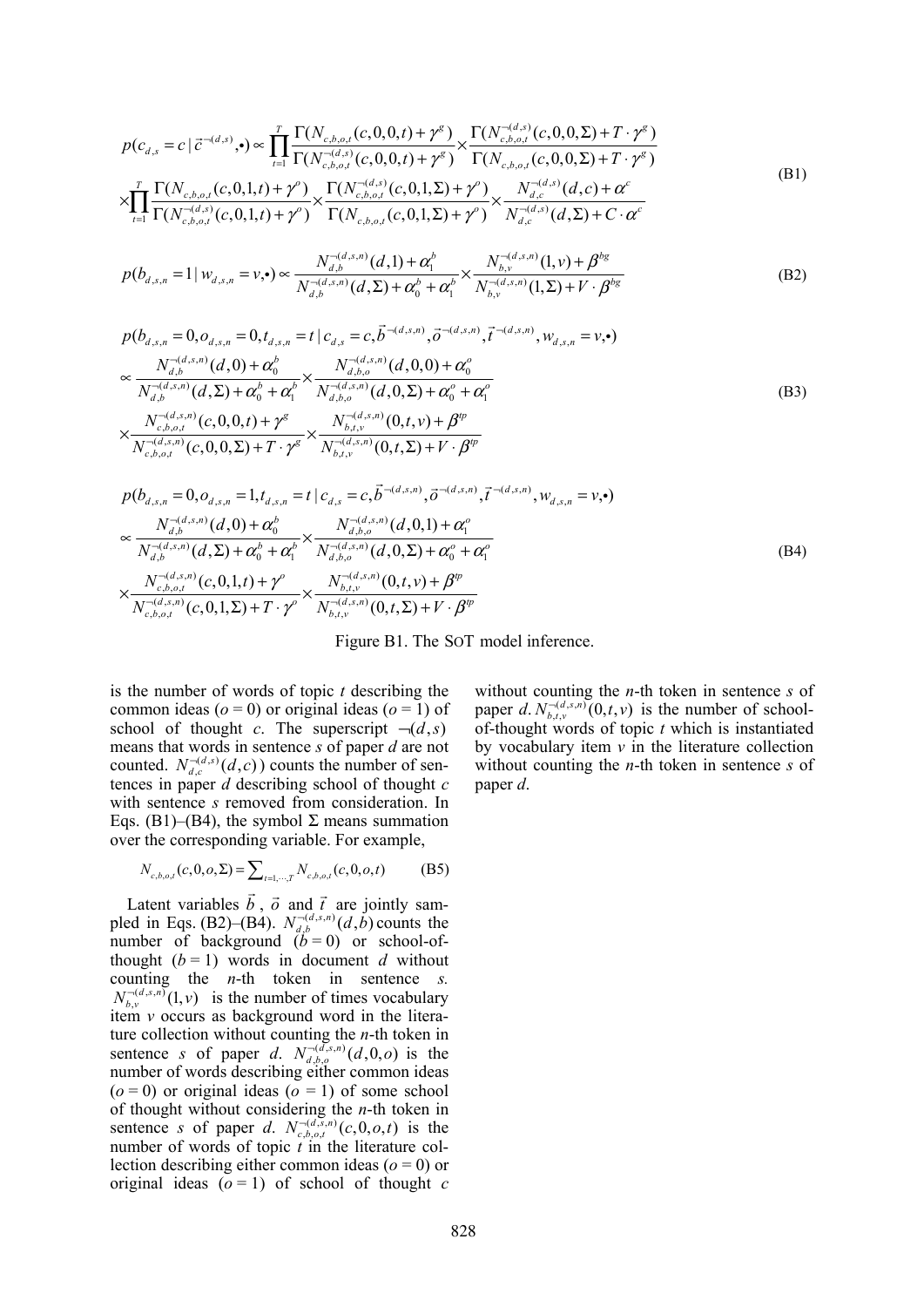$$p(c_{d,s}=c\mid \vec{c}^{\neg(d,s)},\bullet)\propto \prod_{t=1}^{T}\frac{\Gamma(N_{c,b,o,t}(c,0,0,t)+\gamma^{g})}{\Gamma(N_{c,b,o,t}^{\neg(d,s)}(c,0,0,t)+\gamma^{g})}\times\frac{\Gamma(N_{c,b,o,t}^{\neg(d,s)}(c,0,0,\Sigma)+T\cdot\gamma^{g})}{\Gamma(N_{c,b,o,t}(c,0,0,\Sigma)+T\cdot\gamma^{g})}$$
$$\times\prod_{t=1}^{T}\frac{\Gamma(N_{c,b,o,t}(c,0,1,t)+\gamma^{o})}{\Gamma(N_{c,b,o,t}^{\neg(d,s)}(c,0,1,t)+\gamma^{o})}\times\frac{\Gamma(N_{c,b,o,t}^{\neg(d,s)}(c,0,1,\Sigma)+\gamma^{o})}{\Gamma(N_{c,b,o,t}(c,0,1,\Sigma)+\gamma^{o})}\times\frac{N_{d,c}^{\neg(d,s)}(d,c)+\alpha^{c}}{N_{d,c}^{\neg(d,s)}(d,\Sigma)+C\cdot\alpha^{c}} \tag{B1}$$

$$p(b_{d,s,n}=1\mid w_{d,s,n}=v,\bullet)\propto\frac{N_{d,b}^{\neg(d,s,n)}(d,1)+\alpha_{1}^{b}}{N_{d,b}^{\neg(d,s,n)}(d,\Sigma)+\alpha_{0}^{b}+\alpha_{1}^{b}}\times\frac{N_{b,v}^{\neg(d,s,n)}(1,v)+\beta^{bg}}{N_{b,v}^{\neg(d,s,n)}(1,\Sigma)+V\cdot\beta^{bg}} \tag{B2}$$

$$p(b_{d,s,n}=0,o_{d,s,n}=0,t_{d,s,n}=t\mid c_{d,s}=c,\vec{b}^{\neg(d,s,n)},\vec{o}^{\neg(d,s,n)},\vec{t}^{\neg(d,s,n)},w_{d,s,n}=v,\bullet)$$
$$\propto\frac{N_{d,b}^{\neg(d,s,n)}(d,0)+\alpha_{0}^{b}}{N_{d,b}^{\neg(d,s,n)}(d,\Sigma)+\alpha_{0}^{b}+\alpha_{1}^{b}}\times\frac{N_{d,b,o}^{\neg(d,s,n)}(d,0,0)+\alpha_{0}^{o}}{N_{d,b,o}^{\neg(d,s,n)}(d,0,\Sigma)+\alpha_{0}^{o}+\alpha_{1}^{o}}$$
$$\times\frac{N_{c,b,o,t}^{\neg(d,s,n)}(c,0,0,t)+\gamma^{g}}{N_{c,b,o,t}^{\neg(d,s,n)}(c,0,0,\Sigma)+T\cdot\gamma^{g}}\times\frac{N_{b,t,v}^{\neg(d,s,n)}(0,t,v)+\beta^{tp}}{N_{b,t,v}^{\neg(d,s,n)}(0,t,\Sigma)+V\cdot\beta^{tp}} \tag{B3}$$

$$p(b_{d,s,n}=0,o_{d,s,n}=1,t_{d,s,n}=t\mid c_{d,s}=c,\vec{b}^{\neg(d,s,n)},\vec{o}^{\neg(d,s,n)},\vec{t}^{\neg(d,s,n)},w_{d,s,n}=v,\bullet)$$
$$\propto\frac{N_{d,b}^{\neg(d,s,n)}(d,0)+\alpha_{0}^{b}}{N_{d,b}^{\neg(d,s,n)}(d,\Sigma)+\alpha_{0}^{b}+\alpha_{1}^{b}}\times\frac{N_{d,b,o}^{\neg(d,s,n)}(d,0,1)+\alpha_{1}^{o}}{N_{d,b,o}^{\neg(d,s,n)}(d,0,\Sigma)+\alpha_{0}^{o}+\alpha_{1}^{o}}$$
$$\times\frac{N_{c,b,o,t}^{\neg(d,s,n)}(c,0,1,t)+\gamma^{o}}{N_{c,b,o,t}^{\neg(d,s,n)}(c,0,1,\Sigma)+T\cdot\gamma^{o}}\times\frac{N_{b,t,v}^{\neg(d,s,n)}(0,t,v)+\beta^{tp}}{N_{b,t,v}^{\neg(d,s,n)}(0,t,\Sigma)+V\cdot\beta^{tp}} \tag{B4}$$

Figure B1. The SOT model inference.

is the number of words of topic $t$ describing the common ideas ($o = 0$) or original ideas ($o = 1$) of school of thought $c$. The superscript $\neg(d,s)$ means that words in sentence $s$ of paper $d$ are not counted. $N_{d,c}^{\neg(d,s)}(d,c)$) counts the number of sentences in paper $d$ describing school of thought $c$ with sentence $s$ removed from consideration. In Eqs. (B1)–(B4), the symbol $\Sigma$ means summation over the corresponding variable. For example,

$$N_{c,b,o,t}(c,0,o,\Sigma)=\sum_{t=1,\cdots,T}N_{c,b,o,t}(c,0,o,t) \tag{B5}$$

Latent variables $\vec{b}$, $\vec{o}$ and $\vec{t}$ are jointly sampled in Eqs. (B2)–(B4). $N_{d,b}^{\neg(d,s,n)}(d,b)$ counts the number of background ($b = 0$) or school-of-thought ($b = 1$) words in document $d$ without counting the $n$-th token in sentence $s$. $N_{b,v}^{\neg(d,s,n)}(1,v)$ is the number of times vocabulary item $v$ occurs as background word in the literature collection without counting the $n$-th token in sentence $s$ of paper $d$. $N_{d,b,o}^{\neg(d,s,n)}(d,0,o)$ is the number of words describing either common ideas ($o = 0$) or original ideas ($o = 1$) of some school of thought without considering the $n$-th token in sentence $s$ of paper $d$. $N_{c,b,o,t}^{\neg(d,s,n)}(c,0,o,t)$ is the number of words of topic $t$ in the literature collection describing either common ideas ($o = 0$) or original ideas ($o = 1$) of school of thought $c$ without counting the $n$-th token in sentence $s$ of paper $d$. $N_{b,t,v}^{\neg(d,s,n)}(0,t,v)$ is the number of school-of-thought words of topic $t$ which is instantiated by vocabulary item $v$ in the literature collection without counting the $n$-th token in sentence $s$ of paper $d$.